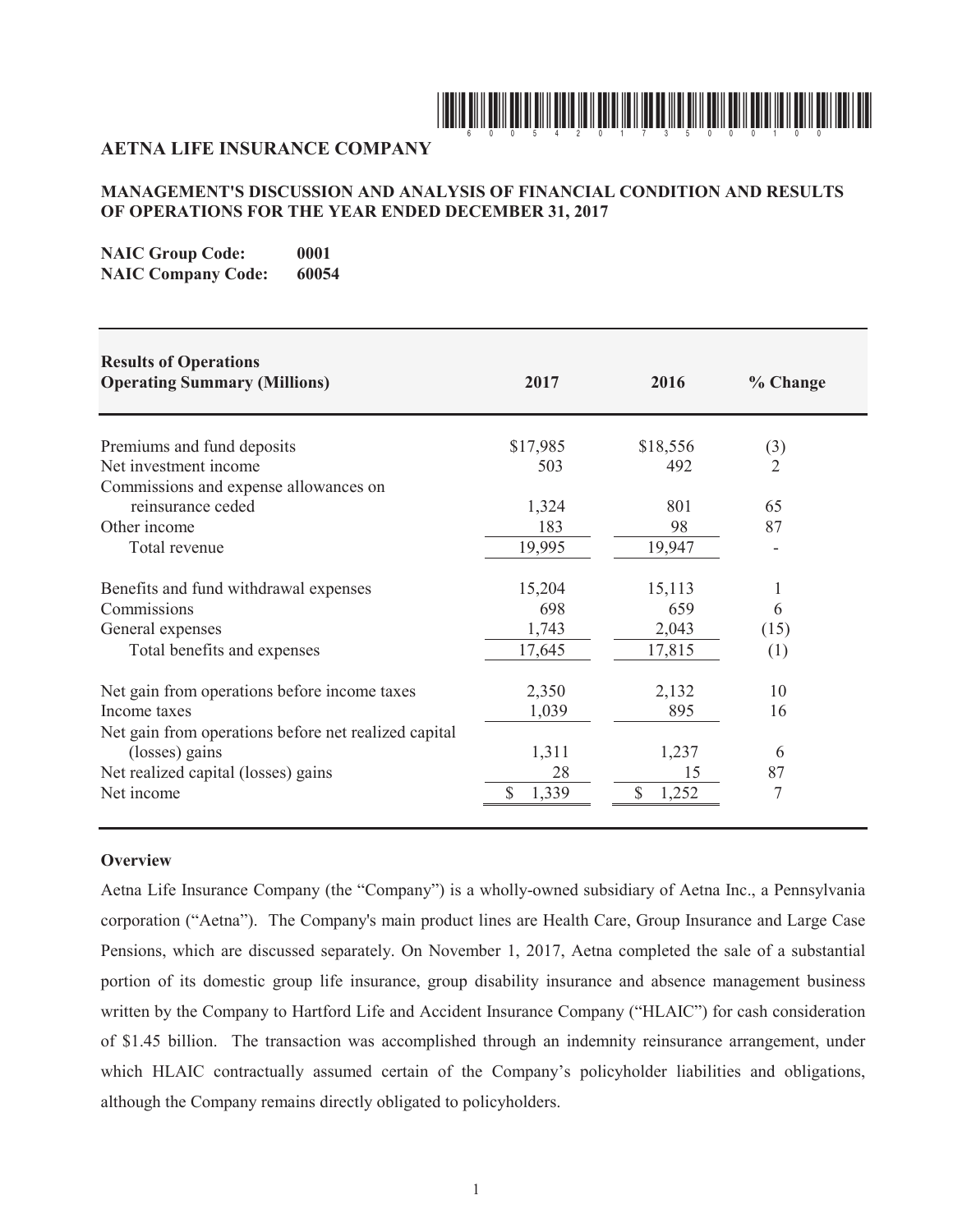# AETNA LIFE INSURANCE COMPANY

## MANAGEMENT'S DISCUSSION AND ANALYSIS OF FINANCIAL CONDITION AND RESULTS OF OPERATIONS FOR THE YEAR ENDED DECEMBER 31, 2017

**NAIC Group Code:** **0001**
**NAIC Company Code:** **60054**

| **Results of Operations**<br>**Operating Summary (Millions)** | **2017** | **2016** | **% Change** |
|---|---|---|---|
| Premiums and fund deposits | $17,985 | $18,556 | (3) |
| Net investment income | 503 | 492 | 2 |
| Commissions and expense allowances on reinsurance ceded | 1,324 | 801 | 65 |
| Other income | 183 | 98 | 87 |
| Total revenue | 19,995 | 19,947 | - |
| Benefits and fund withdrawal expenses | 15,204 | 15,113 | 1 |
| Commissions | 698 | 659 | 6 |
| General expenses | 1,743 | 2,043 | (15) |
| Total benefits and expenses | 17,645 | 17,815 | (1) |
| Net gain from operations before income taxes | 2,350 | 2,132 | 10 |
| Income taxes | 1,039 | 895 | 16 |
| Net gain from operations before net realized capital (losses) gains | 1,311 | 1,237 | 6 |
| Net realized capital (losses) gains | 28 | 15 | 87 |
| Net income | $ 1,339 | $ 1,252 | 7 |

### Overview

Aetna Life Insurance Company (the "Company") is a wholly-owned subsidiary of Aetna Inc., a Pennsylvania corporation ("Aetna"). The Company's main product lines are Health Care, Group Insurance and Large Case Pensions, which are discussed separately. On November 1, 2017, Aetna completed the sale of a substantial portion of its domestic group life insurance, group disability insurance and absence management business written by the Company to Hartford Life and Accident Insurance Company ("HLAIC") for cash consideration of $1.45 billion. The transaction was accomplished through an indemnity reinsurance arrangement, under which HLAIC contractually assumed certain of the Company's policyholder liabilities and obligations, although the Company remains directly obligated to policyholders.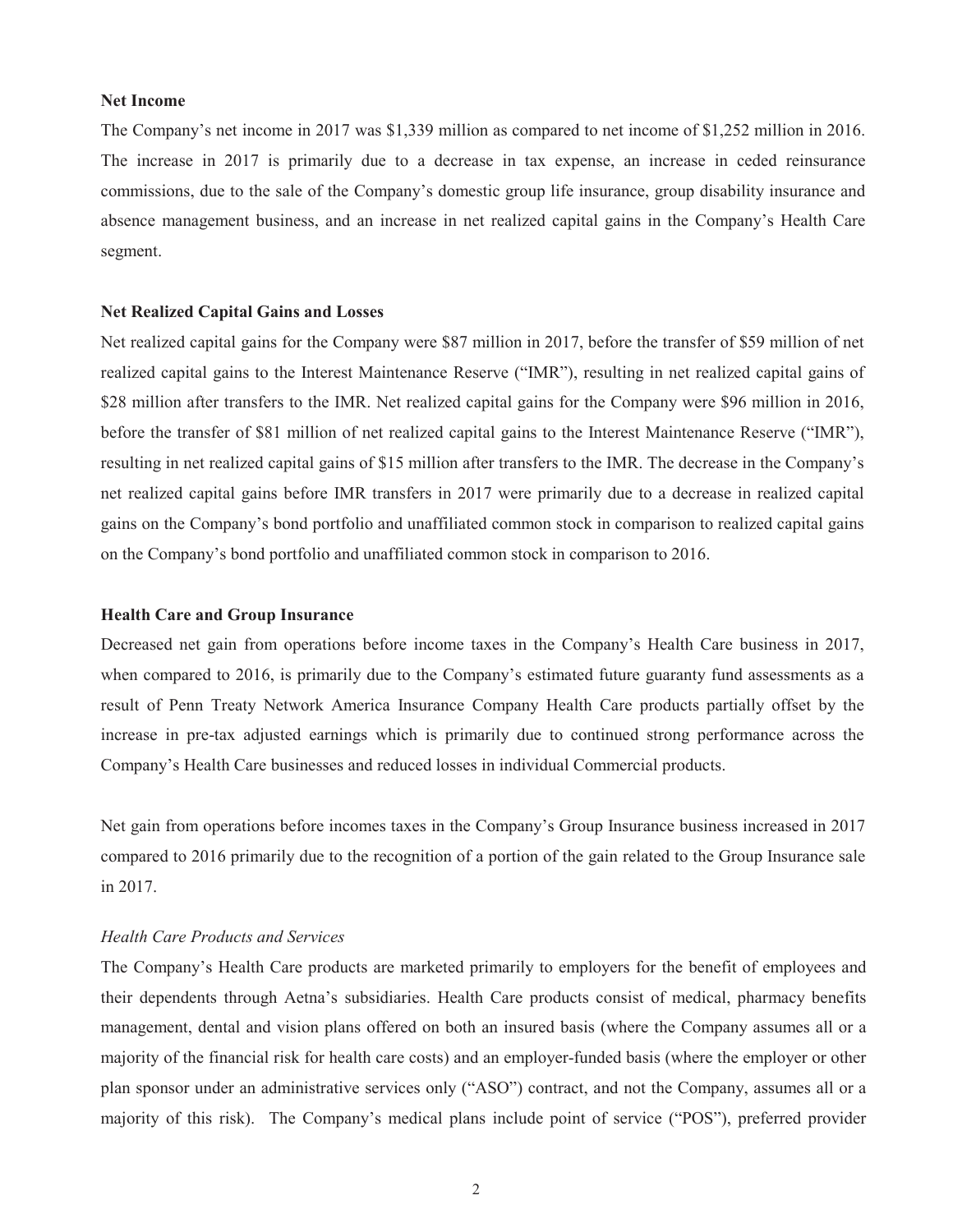**Net Income**

The Company's net income in 2017 was $1,339 million as compared to net income of $1,252 million in 2016. The increase in 2017 is primarily due to a decrease in tax expense, an increase in ceded reinsurance commissions, due to the sale of the Company's domestic group life insurance, group disability insurance and absence management business, and an increase in net realized capital gains in the Company's Health Care segment.

**Net Realized Capital Gains and Losses**

Net realized capital gains for the Company were $87 million in 2017, before the transfer of $59 million of net realized capital gains to the Interest Maintenance Reserve ("IMR"), resulting in net realized capital gains of $28 million after transfers to the IMR. Net realized capital gains for the Company were $96 million in 2016, before the transfer of $81 million of net realized capital gains to the Interest Maintenance Reserve ("IMR"), resulting in net realized capital gains of $15 million after transfers to the IMR. The decrease in the Company's net realized capital gains before IMR transfers in 2017 were primarily due to a decrease in realized capital gains on the Company's bond portfolio and unaffiliated common stock in comparison to realized capital gains on the Company's bond portfolio and unaffiliated common stock in comparison to 2016.

**Health Care and Group Insurance**

Decreased net gain from operations before income taxes in the Company's Health Care business in 2017, when compared to 2016, is primarily due to the Company's estimated future guaranty fund assessments as a result of Penn Treaty Network America Insurance Company Health Care products partially offset by the increase in pre-tax adjusted earnings which is primarily due to continued strong performance across the Company's Health Care businesses and reduced losses in individual Commercial products.

Net gain from operations before incomes taxes in the Company's Group Insurance business increased in 2017 compared to 2016 primarily due to the recognition of a portion of the gain related to the Group Insurance sale in 2017.

*Health Care Products and Services*

The Company's Health Care products are marketed primarily to employers for the benefit of employees and their dependents through Aetna's subsidiaries. Health Care products consist of medical, pharmacy benefits management, dental and vision plans offered on both an insured basis (where the Company assumes all or a majority of the financial risk for health care costs) and an employer-funded basis (where the employer or other plan sponsor under an administrative services only ("ASO") contract, and not the Company, assumes all or a majority of this risk). The Company's medical plans include point of service ("POS"), preferred provider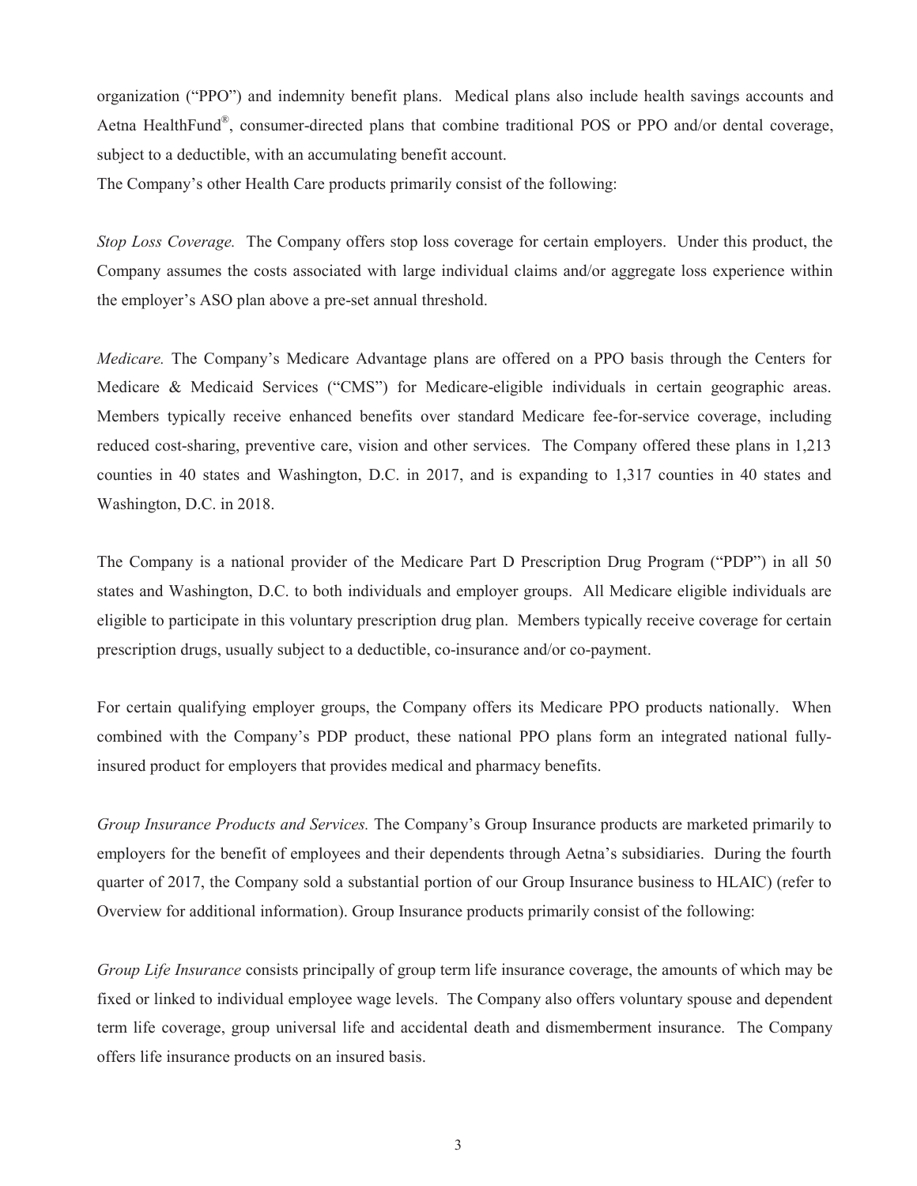organization ("PPO") and indemnity benefit plans. Medical plans also include health savings accounts and Aetna HealthFund®, consumer-directed plans that combine traditional POS or PPO and/or dental coverage, subject to a deductible, with an accumulating benefit account.

The Company's other Health Care products primarily consist of the following:

*Stop Loss Coverage.* The Company offers stop loss coverage for certain employers. Under this product, the Company assumes the costs associated with large individual claims and/or aggregate loss experience within the employer's ASO plan above a pre-set annual threshold.

*Medicare.* The Company's Medicare Advantage plans are offered on a PPO basis through the Centers for Medicare & Medicaid Services ("CMS") for Medicare-eligible individuals in certain geographic areas. Members typically receive enhanced benefits over standard Medicare fee-for-service coverage, including reduced cost-sharing, preventive care, vision and other services. The Company offered these plans in 1,213 counties in 40 states and Washington, D.C. in 2017, and is expanding to 1,317 counties in 40 states and Washington, D.C. in 2018.

The Company is a national provider of the Medicare Part D Prescription Drug Program ("PDP") in all 50 states and Washington, D.C. to both individuals and employer groups. All Medicare eligible individuals are eligible to participate in this voluntary prescription drug plan. Members typically receive coverage for certain prescription drugs, usually subject to a deductible, co-insurance and/or co-payment.

For certain qualifying employer groups, the Company offers its Medicare PPO products nationally. When combined with the Company's PDP product, these national PPO plans form an integrated national fully-insured product for employers that provides medical and pharmacy benefits.

*Group Insurance Products and Services.* The Company's Group Insurance products are marketed primarily to employers for the benefit of employees and their dependents through Aetna's subsidiaries. During the fourth quarter of 2017, the Company sold a substantial portion of our Group Insurance business to HLAIC) (refer to Overview for additional information). Group Insurance products primarily consist of the following:

*Group Life Insurance* consists principally of group term life insurance coverage, the amounts of which may be fixed or linked to individual employee wage levels. The Company also offers voluntary spouse and dependent term life coverage, group universal life and accidental death and dismemberment insurance. The Company offers life insurance products on an insured basis.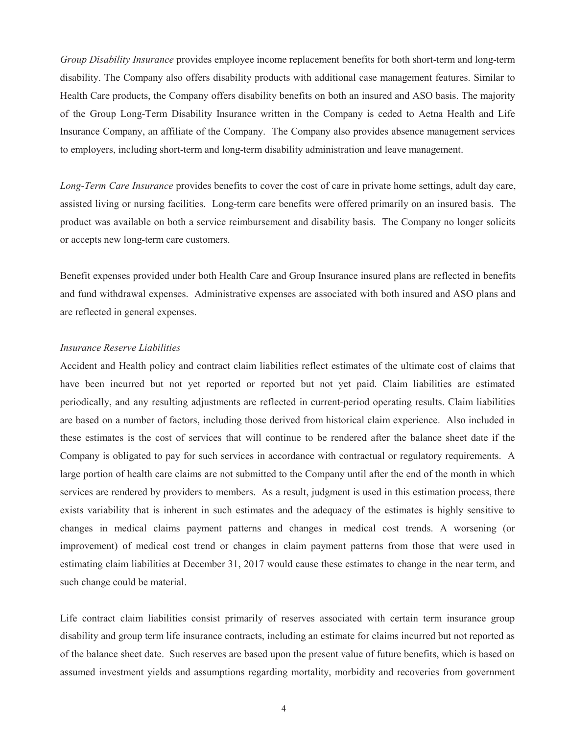*Group Disability Insurance* provides employee income replacement benefits for both short-term and long-term disability. The Company also offers disability products with additional case management features. Similar to Health Care products, the Company offers disability benefits on both an insured and ASO basis. The majority of the Group Long-Term Disability Insurance written in the Company is ceded to Aetna Health and Life Insurance Company, an affiliate of the Company. The Company also provides absence management services to employers, including short-term and long-term disability administration and leave management.

*Long-Term Care Insurance* provides benefits to cover the cost of care in private home settings, adult day care, assisted living or nursing facilities. Long-term care benefits were offered primarily on an insured basis. The product was available on both a service reimbursement and disability basis. The Company no longer solicits or accepts new long-term care customers.

Benefit expenses provided under both Health Care and Group Insurance insured plans are reflected in benefits and fund withdrawal expenses. Administrative expenses are associated with both insured and ASO plans and are reflected in general expenses.

*Insurance Reserve Liabilities*

Accident and Health policy and contract claim liabilities reflect estimates of the ultimate cost of claims that have been incurred but not yet reported or reported but not yet paid. Claim liabilities are estimated periodically, and any resulting adjustments are reflected in current-period operating results. Claim liabilities are based on a number of factors, including those derived from historical claim experience. Also included in these estimates is the cost of services that will continue to be rendered after the balance sheet date if the Company is obligated to pay for such services in accordance with contractual or regulatory requirements. A large portion of health care claims are not submitted to the Company until after the end of the month in which services are rendered by providers to members. As a result, judgment is used in this estimation process, there exists variability that is inherent in such estimates and the adequacy of the estimates is highly sensitive to changes in medical claims payment patterns and changes in medical cost trends. A worsening (or improvement) of medical cost trend or changes in claim payment patterns from those that were used in estimating claim liabilities at December 31, 2017 would cause these estimates to change in the near term, and such change could be material.

Life contract claim liabilities consist primarily of reserves associated with certain term insurance group disability and group term life insurance contracts, including an estimate for claims incurred but not reported as of the balance sheet date. Such reserves are based upon the present value of future benefits, which is based on assumed investment yields and assumptions regarding mortality, morbidity and recoveries from government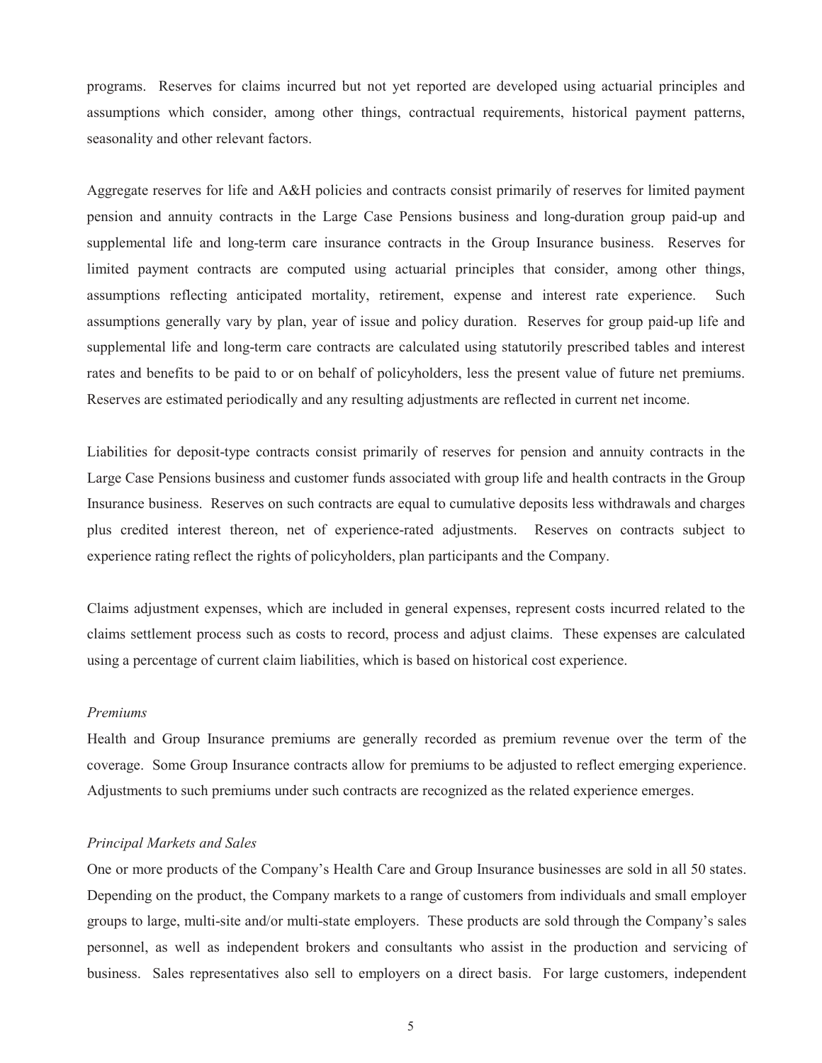programs. Reserves for claims incurred but not yet reported are developed using actuarial principles and assumptions which consider, among other things, contractual requirements, historical payment patterns, seasonality and other relevant factors.

Aggregate reserves for life and A&H policies and contracts consist primarily of reserves for limited payment pension and annuity contracts in the Large Case Pensions business and long-duration group paid-up and supplemental life and long-term care insurance contracts in the Group Insurance business. Reserves for limited payment contracts are computed using actuarial principles that consider, among other things, assumptions reflecting anticipated mortality, retirement, expense and interest rate experience. Such assumptions generally vary by plan, year of issue and policy duration. Reserves for group paid-up life and supplemental life and long-term care contracts are calculated using statutorily prescribed tables and interest rates and benefits to be paid to or on behalf of policyholders, less the present value of future net premiums. Reserves are estimated periodically and any resulting adjustments are reflected in current net income.

Liabilities for deposit-type contracts consist primarily of reserves for pension and annuity contracts in the Large Case Pensions business and customer funds associated with group life and health contracts in the Group Insurance business. Reserves on such contracts are equal to cumulative deposits less withdrawals and charges plus credited interest thereon, net of experience-rated adjustments. Reserves on contracts subject to experience rating reflect the rights of policyholders, plan participants and the Company.

Claims adjustment expenses, which are included in general expenses, represent costs incurred related to the claims settlement process such as costs to record, process and adjust claims. These expenses are calculated using a percentage of current claim liabilities, which is based on historical cost experience.

*Premiums*

Health and Group Insurance premiums are generally recorded as premium revenue over the term of the coverage. Some Group Insurance contracts allow for premiums to be adjusted to reflect emerging experience. Adjustments to such premiums under such contracts are recognized as the related experience emerges.

*Principal Markets and Sales*

One or more products of the Company's Health Care and Group Insurance businesses are sold in all 50 states. Depending on the product, the Company markets to a range of customers from individuals and small employer groups to large, multi-site and/or multi-state employers. These products are sold through the Company's sales personnel, as well as independent brokers and consultants who assist in the production and servicing of business. Sales representatives also sell to employers on a direct basis. For large customers, independent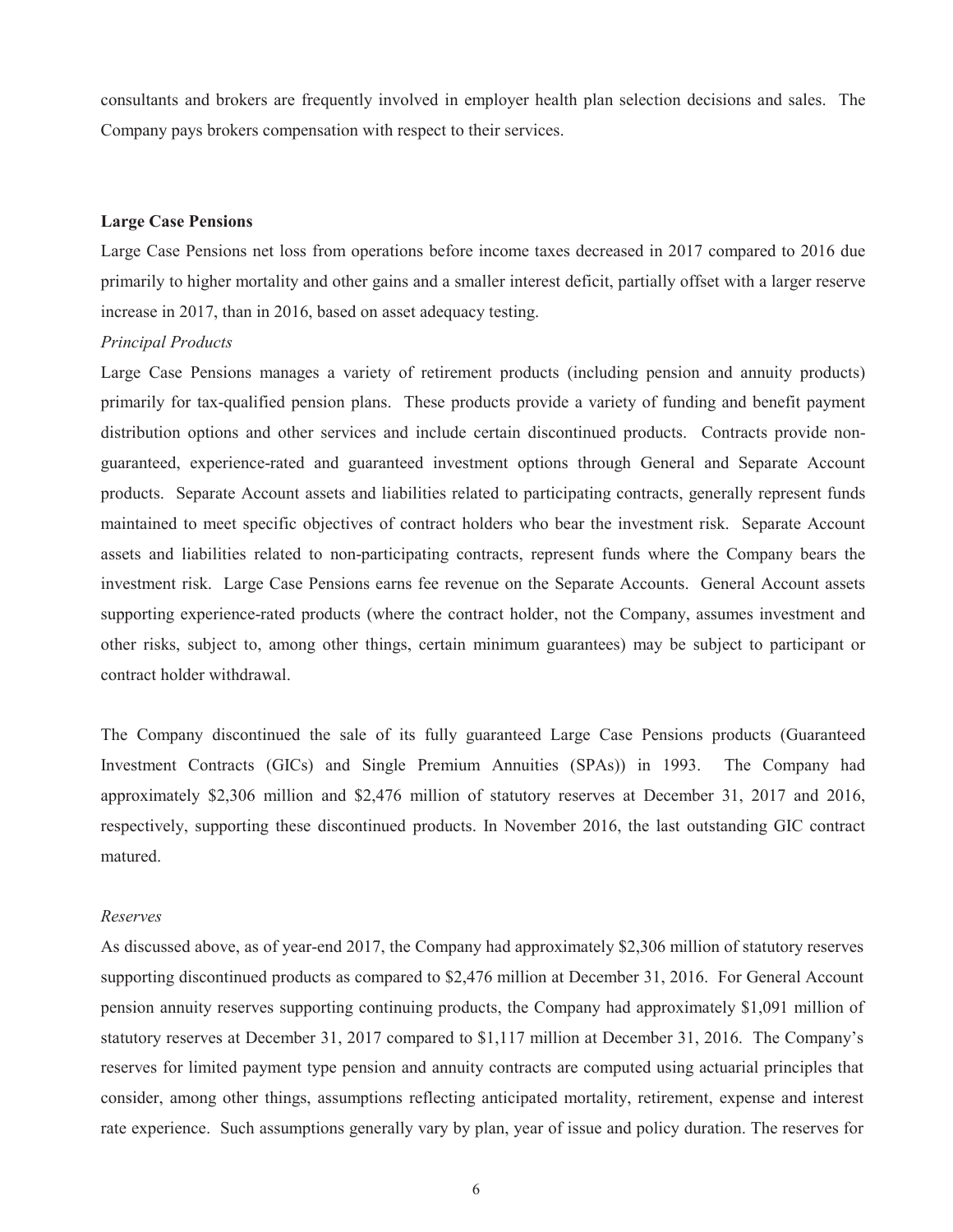consultants and brokers are frequently involved in employer health plan selection decisions and sales. The Company pays brokers compensation with respect to their services.

**Large Case Pensions**

Large Case Pensions net loss from operations before income taxes decreased in 2017 compared to 2016 due primarily to higher mortality and other gains and a smaller interest deficit, partially offset with a larger reserve increase in 2017, than in 2016, based on asset adequacy testing.

*Principal Products*

Large Case Pensions manages a variety of retirement products (including pension and annuity products) primarily for tax-qualified pension plans. These products provide a variety of funding and benefit payment distribution options and other services and include certain discontinued products. Contracts provide non-guaranteed, experience-rated and guaranteed investment options through General and Separate Account products. Separate Account assets and liabilities related to participating contracts, generally represent funds maintained to meet specific objectives of contract holders who bear the investment risk. Separate Account assets and liabilities related to non-participating contracts, represent funds where the Company bears the investment risk. Large Case Pensions earns fee revenue on the Separate Accounts. General Account assets supporting experience-rated products (where the contract holder, not the Company, assumes investment and other risks, subject to, among other things, certain minimum guarantees) may be subject to participant or contract holder withdrawal.

The Company discontinued the sale of its fully guaranteed Large Case Pensions products (Guaranteed Investment Contracts (GICs) and Single Premium Annuities (SPAs)) in 1993. The Company had approximately $2,306 million and $2,476 million of statutory reserves at December 31, 2017 and 2016, respectively, supporting these discontinued products. In November 2016, the last outstanding GIC contract matured.

*Reserves*

As discussed above, as of year-end 2017, the Company had approximately $2,306 million of statutory reserves supporting discontinued products as compared to $2,476 million at December 31, 2016. For General Account pension annuity reserves supporting continuing products, the Company had approximately $1,091 million of statutory reserves at December 31, 2017 compared to $1,117 million at December 31, 2016. The Company's reserves for limited payment type pension and annuity contracts are computed using actuarial principles that consider, among other things, assumptions reflecting anticipated mortality, retirement, expense and interest rate experience. Such assumptions generally vary by plan, year of issue and policy duration. The reserves for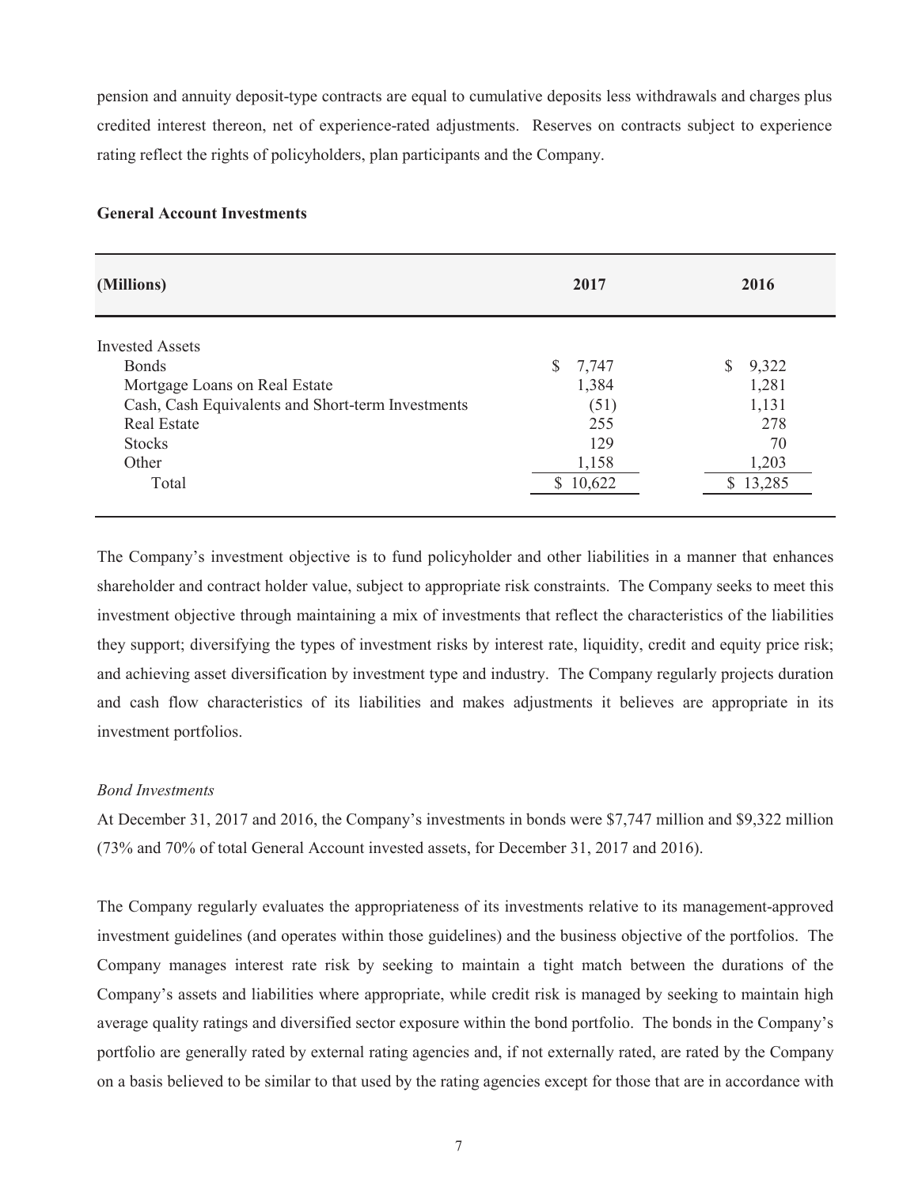pension and annuity deposit-type contracts are equal to cumulative deposits less withdrawals and charges plus credited interest thereon, net of experience-rated adjustments. Reserves on contracts subject to experience rating reflect the rights of policyholders, plan participants and the Company.

**General Account Investments**

| (Millions) | 2017 | 2016 |
|---|---|---|
| Invested Assets | | |
| Bonds | $ 7,747 | $ 9,322 |
| Mortgage Loans on Real Estate | 1,384 | 1,281 |
| Cash, Cash Equivalents and Short-term Investments | (51) | 1,131 |
| Real Estate | 255 | 278 |
| Stocks | 129 | 70 |
| Other | 1,158 | 1,203 |
| Total | $ 10,622 | $ 13,285 |

The Company's investment objective is to fund policyholder and other liabilities in a manner that enhances shareholder and contract holder value, subject to appropriate risk constraints. The Company seeks to meet this investment objective through maintaining a mix of investments that reflect the characteristics of the liabilities they support; diversifying the types of investment risks by interest rate, liquidity, credit and equity price risk; and achieving asset diversification by investment type and industry. The Company regularly projects duration and cash flow characteristics of its liabilities and makes adjustments it believes are appropriate in its investment portfolios.

*Bond Investments*

At December 31, 2017 and 2016, the Company's investments in bonds were $7,747 million and $9,322 million (73% and 70% of total General Account invested assets, for December 31, 2017 and 2016).

The Company regularly evaluates the appropriateness of its investments relative to its management-approved investment guidelines (and operates within those guidelines) and the business objective of the portfolios. The Company manages interest rate risk by seeking to maintain a tight match between the durations of the Company's assets and liabilities where appropriate, while credit risk is managed by seeking to maintain high average quality ratings and diversified sector exposure within the bond portfolio. The bonds in the Company's portfolio are generally rated by external rating agencies and, if not externally rated, are rated by the Company on a basis believed to be similar to that used by the rating agencies except for those that are in accordance with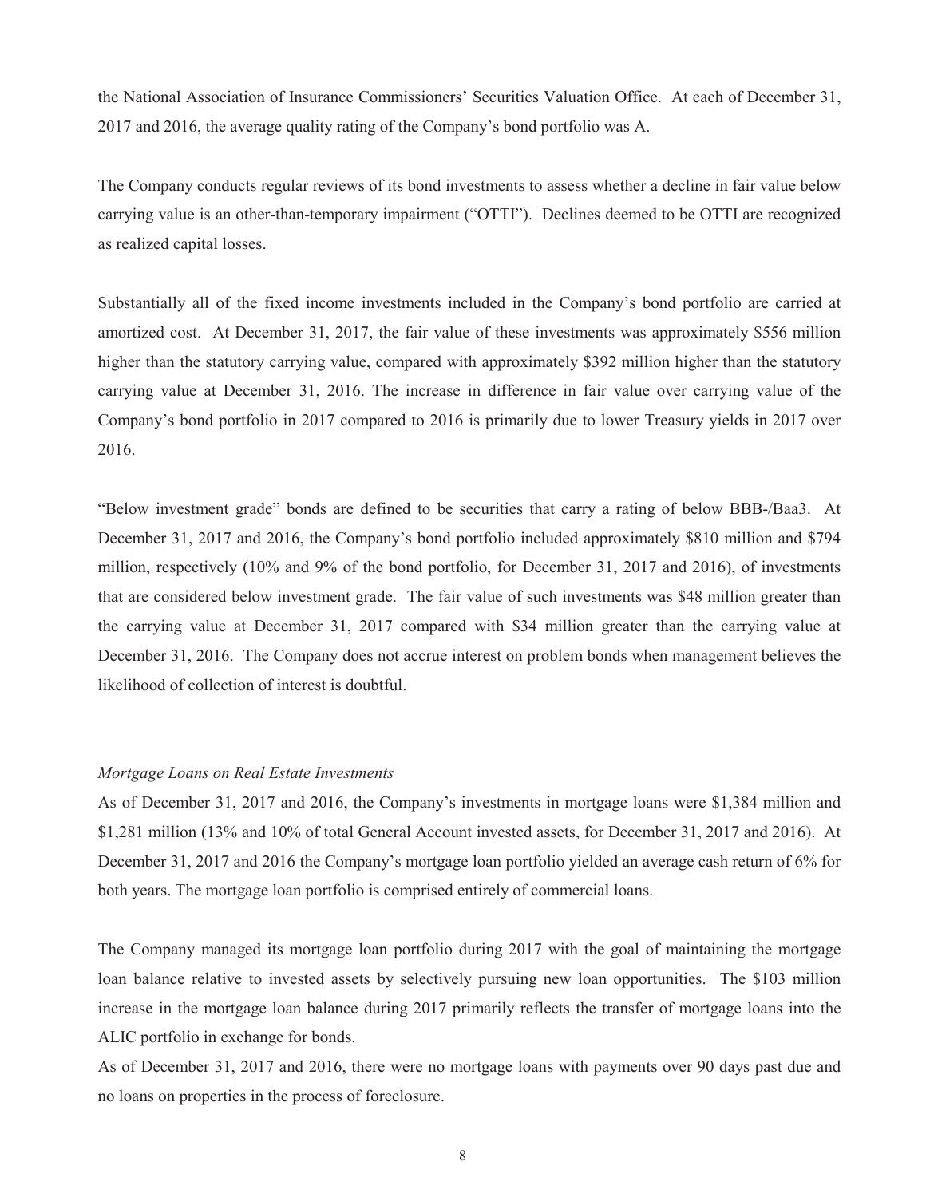the National Association of Insurance Commissioners' Securities Valuation Office. At each of December 31, 2017 and 2016, the average quality rating of the Company's bond portfolio was A.

The Company conducts regular reviews of its bond investments to assess whether a decline in fair value below carrying value is an other-than-temporary impairment ("OTTI"). Declines deemed to be OTTI are recognized as realized capital losses.

Substantially all of the fixed income investments included in the Company's bond portfolio are carried at amortized cost. At December 31, 2017, the fair value of these investments was approximately $556 million higher than the statutory carrying value, compared with approximately $392 million higher than the statutory carrying value at December 31, 2016. The increase in difference in fair value over carrying value of the Company's bond portfolio in 2017 compared to 2016 is primarily due to lower Treasury yields in 2017 over 2016.

"Below investment grade" bonds are defined to be securities that carry a rating of below BBB-/Baa3. At December 31, 2017 and 2016, the Company's bond portfolio included approximately $810 million and $794 million, respectively (10% and 9% of the bond portfolio, for December 31, 2017 and 2016), of investments that are considered below investment grade. The fair value of such investments was $48 million greater than the carrying value at December 31, 2017 compared with $34 million greater than the carrying value at December 31, 2016. The Company does not accrue interest on problem bonds when management believes the likelihood of collection of interest is doubtful.

*Mortgage Loans on Real Estate Investments*

As of December 31, 2017 and 2016, the Company's investments in mortgage loans were $1,384 million and $1,281 million (13% and 10% of total General Account invested assets, for December 31, 2017 and 2016). At December 31, 2017 and 2016 the Company's mortgage loan portfolio yielded an average cash return of 6% for both years. The mortgage loan portfolio is comprised entirely of commercial loans.

The Company managed its mortgage loan portfolio during 2017 with the goal of maintaining the mortgage loan balance relative to invested assets by selectively pursuing new loan opportunities. The $103 million increase in the mortgage loan balance during 2017 primarily reflects the transfer of mortgage loans into the ALIC portfolio in exchange for bonds.

As of December 31, 2017 and 2016, there were no mortgage loans with payments over 90 days past due and no loans on properties in the process of foreclosure.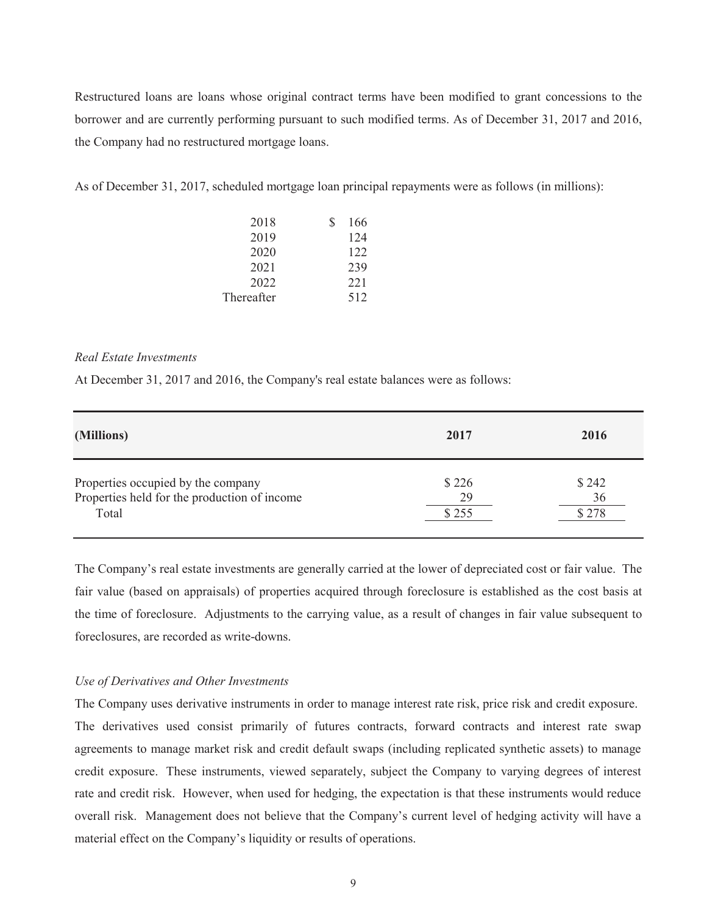Restructured loans are loans whose original contract terms have been modified to grant concessions to the borrower and are currently performing pursuant to such modified terms. As of December 31, 2017 and 2016, the Company had no restructured mortgage loans.

As of December 31, 2017, scheduled mortgage loan principal repayments were as follows (in millions):

| | |
|---|---|
| 2018 | $ 166 |
| 2019 | 124 |
| 2020 | 122 |
| 2021 | 239 |
| 2022 | 221 |
| Thereafter | 512 |

*Real Estate Investments*

At December 31, 2017 and 2016, the Company's real estate balances were as follows:

| (Millions) | 2017 | 2016 |
|---|---|---|
| Properties occupied by the company | $ 226 | $ 242 |
| Properties held for the production of income | 29 | 36 |
| Total | $ 255 | $ 278 |

The Company's real estate investments are generally carried at the lower of depreciated cost or fair value. The fair value (based on appraisals) of properties acquired through foreclosure is established as the cost basis at the time of foreclosure. Adjustments to the carrying value, as a result of changes in fair value subsequent to foreclosures, are recorded as write-downs.

*Use of Derivatives and Other Investments*

The Company uses derivative instruments in order to manage interest rate risk, price risk and credit exposure. The derivatives used consist primarily of futures contracts, forward contracts and interest rate swap agreements to manage market risk and credit default swaps (including replicated synthetic assets) to manage credit exposure. These instruments, viewed separately, subject the Company to varying degrees of interest rate and credit risk. However, when used for hedging, the expectation is that these instruments would reduce overall risk. Management does not believe that the Company's current level of hedging activity will have a material effect on the Company's liquidity or results of operations.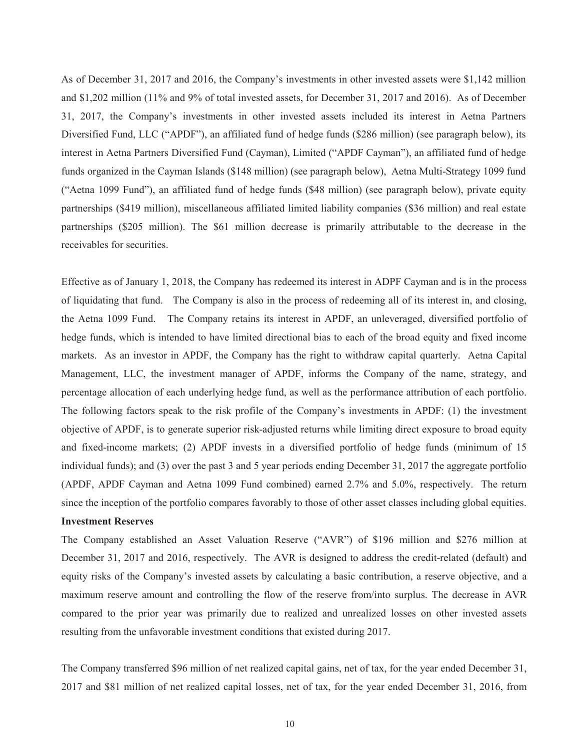As of December 31, 2017 and 2016, the Company's investments in other invested assets were $1,142 million and $1,202 million (11% and 9% of total invested assets, for December 31, 2017 and 2016). As of December 31, 2017, the Company's investments in other invested assets included its interest in Aetna Partners Diversified Fund, LLC ("APDF"), an affiliated fund of hedge funds ($286 million) (see paragraph below), its interest in Aetna Partners Diversified Fund (Cayman), Limited ("APDF Cayman"), an affiliated fund of hedge funds organized in the Cayman Islands ($148 million) (see paragraph below), Aetna Multi-Strategy 1099 fund ("Aetna 1099 Fund"), an affiliated fund of hedge funds ($48 million) (see paragraph below), private equity partnerships ($419 million), miscellaneous affiliated limited liability companies ($36 million) and real estate partnerships ($205 million). The $61 million decrease is primarily attributable to the decrease in the receivables for securities.

Effective as of January 1, 2018, the Company has redeemed its interest in ADPF Cayman and is in the process of liquidating that fund. The Company is also in the process of redeeming all of its interest in, and closing, the Aetna 1099 Fund. The Company retains its interest in APDF, an unleveraged, diversified portfolio of hedge funds, which is intended to have limited directional bias to each of the broad equity and fixed income markets. As an investor in APDF, the Company has the right to withdraw capital quarterly. Aetna Capital Management, LLC, the investment manager of APDF, informs the Company of the name, strategy, and percentage allocation of each underlying hedge fund, as well as the performance attribution of each portfolio. The following factors speak to the risk profile of the Company's investments in APDF: (1) the investment objective of APDF, is to generate superior risk-adjusted returns while limiting direct exposure to broad equity and fixed-income markets; (2) APDF invests in a diversified portfolio of hedge funds (minimum of 15 individual funds); and (3) over the past 3 and 5 year periods ending December 31, 2017 the aggregate portfolio (APDF, APDF Cayman and Aetna 1099 Fund combined) earned 2.7% and 5.0%, respectively. The return since the inception of the portfolio compares favorably to those of other asset classes including global equities.

**Investment Reserves**

The Company established an Asset Valuation Reserve ("AVR") of $196 million and $276 million at December 31, 2017 and 2016, respectively. The AVR is designed to address the credit-related (default) and equity risks of the Company's invested assets by calculating a basic contribution, a reserve objective, and a maximum reserve amount and controlling the flow of the reserve from/into surplus. The decrease in AVR compared to the prior year was primarily due to realized and unrealized losses on other invested assets resulting from the unfavorable investment conditions that existed during 2017.

The Company transferred $96 million of net realized capital gains, net of tax, for the year ended December 31, 2017 and $81 million of net realized capital losses, net of tax, for the year ended December 31, 2016, from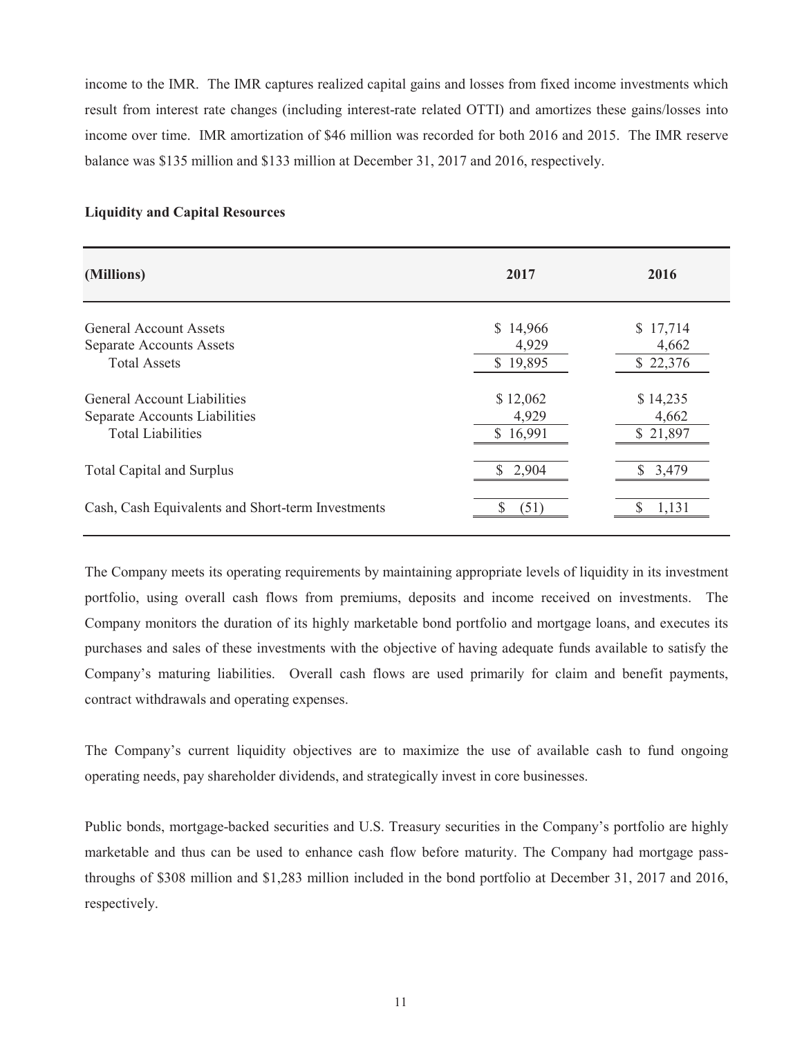income to the IMR. The IMR captures realized capital gains and losses from fixed income investments which result from interest rate changes (including interest-rate related OTTI) and amortizes these gains/losses into income over time. IMR amortization of $46 million was recorded for both 2016 and 2015. The IMR reserve balance was $135 million and $133 million at December 31, 2017 and 2016, respectively.

**Liquidity and Capital Resources**

| (Millions) | 2017 | 2016 |
|---|---|---|
| General Account Assets | $ 14,966 | $ 17,714 |
| Separate Accounts Assets | 4,929 | 4,662 |
| Total Assets | $ 19,895 | $ 22,376 |
| General Account Liabilities | $ 12,062 | $ 14,235 |
| Separate Accounts Liabilities | 4,929 | 4,662 |
| Total Liabilities | $ 16,991 | $ 21,897 |
| Total Capital and Surplus | $ 2,904 | $ 3,479 |
| Cash, Cash Equivalents and Short-term Investments | $ (51) | $ 1,131 |

The Company meets its operating requirements by maintaining appropriate levels of liquidity in its investment portfolio, using overall cash flows from premiums, deposits and income received on investments. The Company monitors the duration of its highly marketable bond portfolio and mortgage loans, and executes its purchases and sales of these investments with the objective of having adequate funds available to satisfy the Company's maturing liabilities. Overall cash flows are used primarily for claim and benefit payments, contract withdrawals and operating expenses.

The Company's current liquidity objectives are to maximize the use of available cash to fund ongoing operating needs, pay shareholder dividends, and strategically invest in core businesses.

Public bonds, mortgage-backed securities and U.S. Treasury securities in the Company's portfolio are highly marketable and thus can be used to enhance cash flow before maturity. The Company had mortgage pass-throughs of $308 million and $1,283 million included in the bond portfolio at December 31, 2017 and 2016, respectively.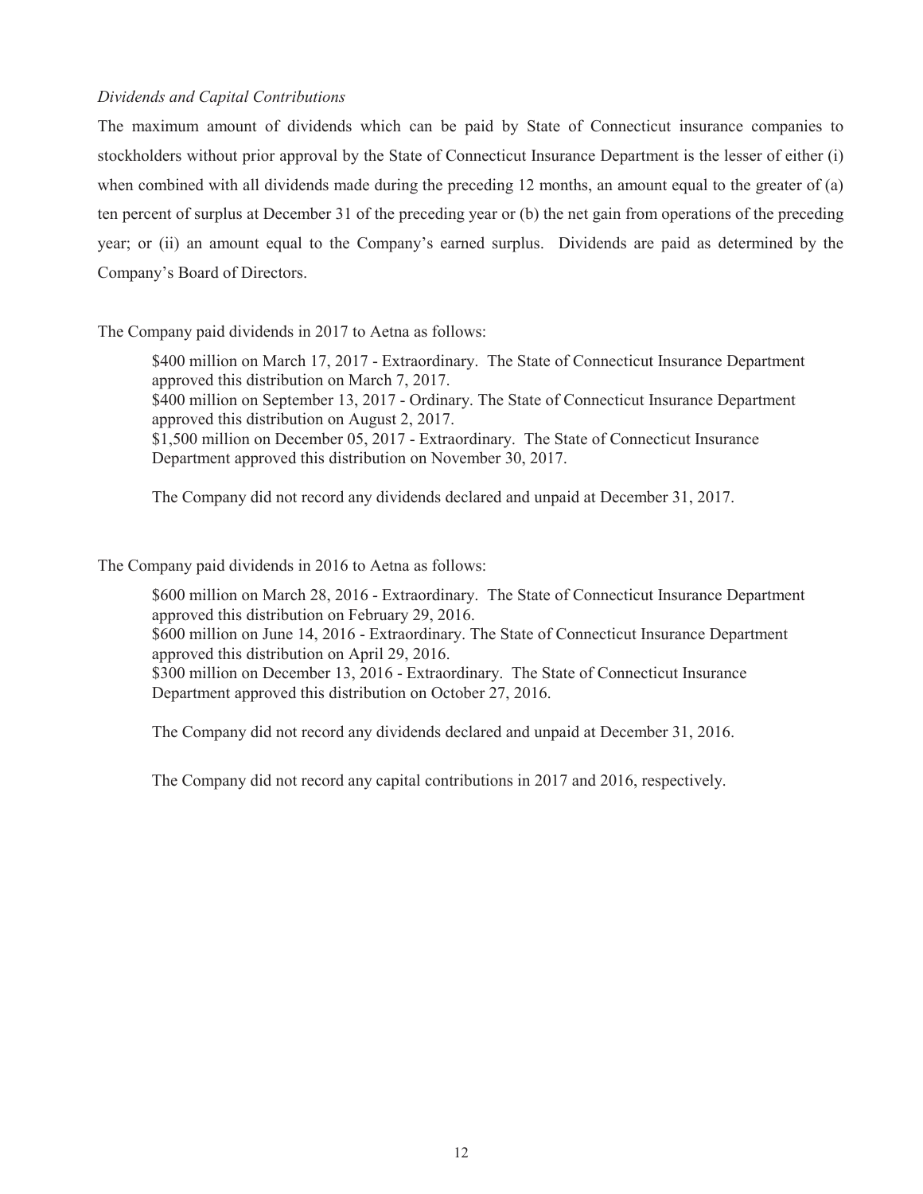*Dividends and Capital Contributions*

The maximum amount of dividends which can be paid by State of Connecticut insurance companies to stockholders without prior approval by the State of Connecticut Insurance Department is the lesser of either (i) when combined with all dividends made during the preceding 12 months, an amount equal to the greater of (a) ten percent of surplus at December 31 of the preceding year or (b) the net gain from operations of the preceding year; or (ii) an amount equal to the Company's earned surplus. Dividends are paid as determined by the Company's Board of Directors.

The Company paid dividends in 2017 to Aetna as follows:

> $400 million on March 17, 2017 - Extraordinary. The State of Connecticut Insurance Department approved this distribution on March 7, 2017.
> $400 million on September 13, 2017 - Ordinary. The State of Connecticut Insurance Department approved this distribution on August 2, 2017.
> $1,500 million on December 05, 2017 - Extraordinary. The State of Connecticut Insurance Department approved this distribution on November 30, 2017.
>
> The Company did not record any dividends declared and unpaid at December 31, 2017.

The Company paid dividends in 2016 to Aetna as follows:

> $600 million on March 28, 2016 - Extraordinary. The State of Connecticut Insurance Department approved this distribution on February 29, 2016.
> $600 million on June 14, 2016 - Extraordinary. The State of Connecticut Insurance Department approved this distribution on April 29, 2016.
> $300 million on December 13, 2016 - Extraordinary. The State of Connecticut Insurance Department approved this distribution on October 27, 2016.
>
> The Company did not record any dividends declared and unpaid at December 31, 2016.
>
> The Company did not record any capital contributions in 2017 and 2016, respectively.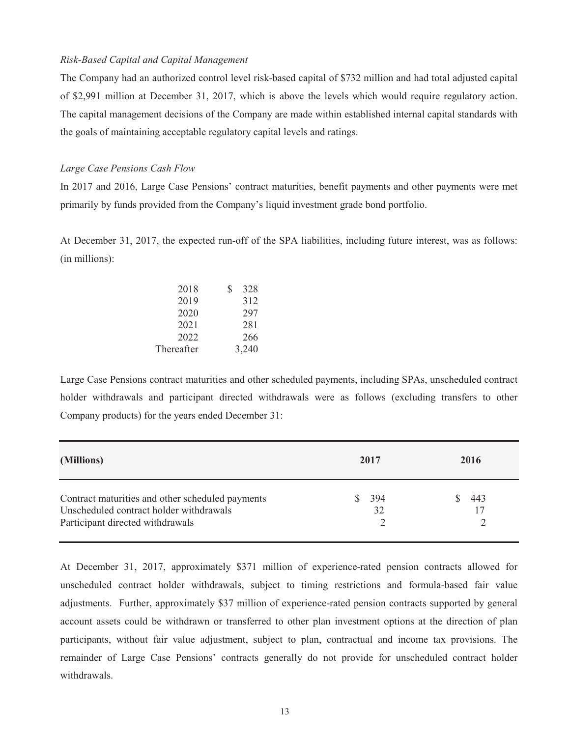*Risk-Based Capital and Capital Management*

The Company had an authorized control level risk-based capital of $732 million and had total adjusted capital of $2,991 million at December 31, 2017, which is above the levels which would require regulatory action. The capital management decisions of the Company are made within established internal capital standards with the goals of maintaining acceptable regulatory capital levels and ratings.

*Large Case Pensions Cash Flow*

In 2017 and 2016, Large Case Pensions' contract maturities, benefit payments and other payments were met primarily by funds provided from the Company's liquid investment grade bond portfolio.

At December 31, 2017, the expected run-off of the SPA liabilities, including future interest, was as follows: (in millions):

| | |
|---|---|
| 2018 | $ 328 |
| 2019 | 312 |
| 2020 | 297 |
| 2021 | 281 |
| 2022 | 266 |
| Thereafter | 3,240 |

Large Case Pensions contract maturities and other scheduled payments, including SPAs, unscheduled contract holder withdrawals and participant directed withdrawals were as follows (excluding transfers to other Company products) for the years ended December 31:

| (Millions) | 2017 | 2016 |
|---|---|---|
| Contract maturities and other scheduled payments | $ 394 | $ 443 |
| Unscheduled contract holder withdrawals | 32 | 17 |
| Participant directed withdrawals | 2 | 2 |

At December 31, 2017, approximately $371 million of experience-rated pension contracts allowed for unscheduled contract holder withdrawals, subject to timing restrictions and formula-based fair value adjustments. Further, approximately $37 million of experience-rated pension contracts supported by general account assets could be withdrawn or transferred to other plan investment options at the direction of plan participants, without fair value adjustment, subject to plan, contractual and income tax provisions. The remainder of Large Case Pensions' contracts generally do not provide for unscheduled contract holder withdrawals.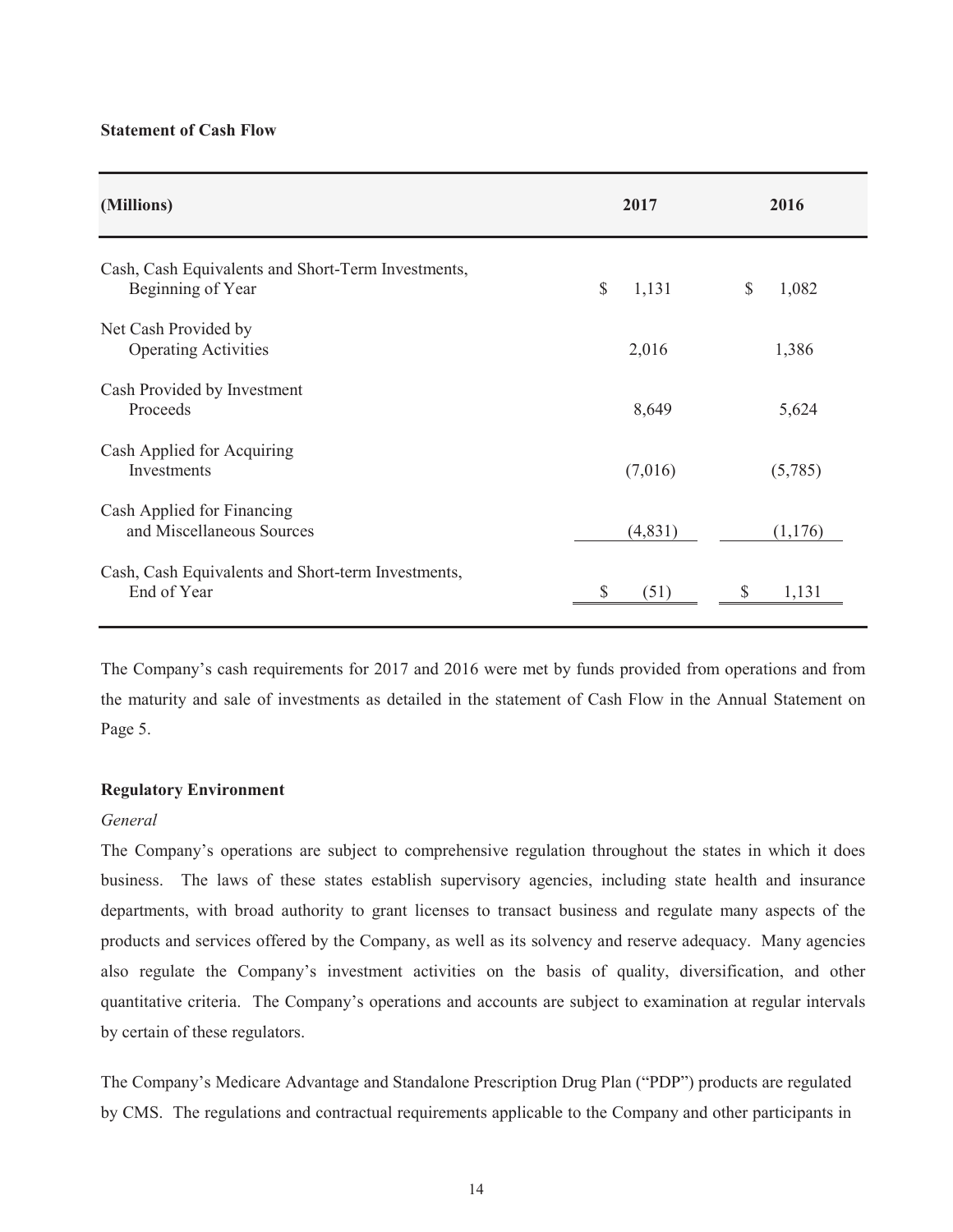**Statement of Cash Flow**

| (Millions) | 2017 | 2016 |
|---|---|---|
| Cash, Cash Equivalents and Short-Term Investments, Beginning of Year | $ 1,131 | $ 1,082 |
| Net Cash Provided by Operating Activities | 2,016 | 1,386 |
| Cash Provided by Investment Proceeds | 8,649 | 5,624 |
| Cash Applied for Acquiring Investments | (7,016) | (5,785) |
| Cash Applied for Financing and Miscellaneous Sources | (4,831) | (1,176) |
| Cash, Cash Equivalents and Short-term Investments, End of Year | $ (51) | $ 1,131 |

The Company's cash requirements for 2017 and 2016 were met by funds provided from operations and from the maturity and sale of investments as detailed in the statement of Cash Flow in the Annual Statement on Page 5.

**Regulatory Environment**

*General*

The Company's operations are subject to comprehensive regulation throughout the states in which it does business. The laws of these states establish supervisory agencies, including state health and insurance departments, with broad authority to grant licenses to transact business and regulate many aspects of the products and services offered by the Company, as well as its solvency and reserve adequacy. Many agencies also regulate the Company's investment activities on the basis of quality, diversification, and other quantitative criteria. The Company's operations and accounts are subject to examination at regular intervals by certain of these regulators.

The Company's Medicare Advantage and Standalone Prescription Drug Plan ("PDP") products are regulated by CMS. The regulations and contractual requirements applicable to the Company and other participants in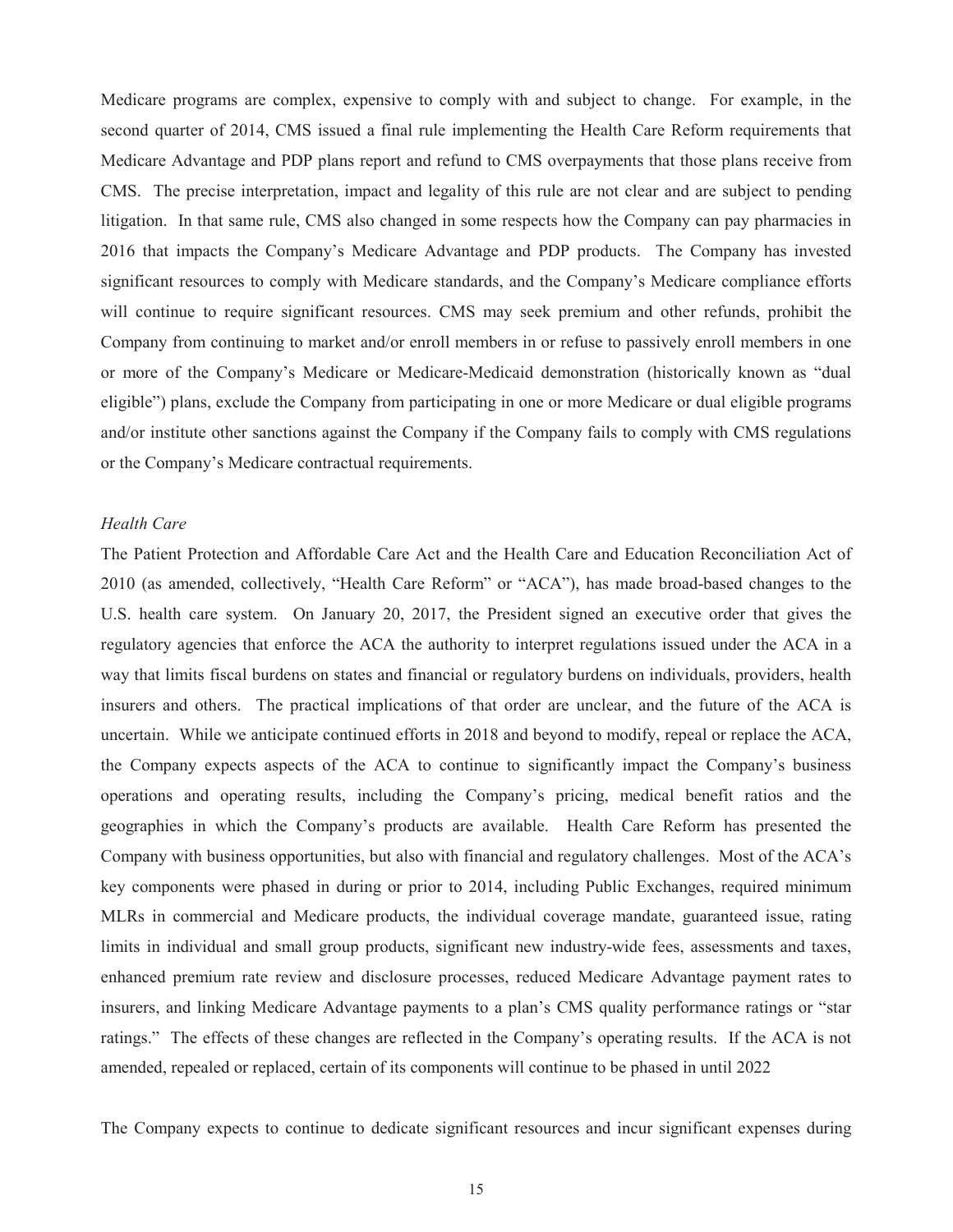Medicare programs are complex, expensive to comply with and subject to change. For example, in the second quarter of 2014, CMS issued a final rule implementing the Health Care Reform requirements that Medicare Advantage and PDP plans report and refund to CMS overpayments that those plans receive from CMS. The precise interpretation, impact and legality of this rule are not clear and are subject to pending litigation. In that same rule, CMS also changed in some respects how the Company can pay pharmacies in 2016 that impacts the Company's Medicare Advantage and PDP products. The Company has invested significant resources to comply with Medicare standards, and the Company's Medicare compliance efforts will continue to require significant resources. CMS may seek premium and other refunds, prohibit the Company from continuing to market and/or enroll members in or refuse to passively enroll members in one or more of the Company's Medicare or Medicare-Medicaid demonstration (historically known as "dual eligible") plans, exclude the Company from participating in one or more Medicare or dual eligible programs and/or institute other sanctions against the Company if the Company fails to comply with CMS regulations or the Company's Medicare contractual requirements.

*Health Care*

The Patient Protection and Affordable Care Act and the Health Care and Education Reconciliation Act of 2010 (as amended, collectively, "Health Care Reform" or "ACA"), has made broad-based changes to the U.S. health care system. On January 20, 2017, the President signed an executive order that gives the regulatory agencies that enforce the ACA the authority to interpret regulations issued under the ACA in a way that limits fiscal burdens on states and financial or regulatory burdens on individuals, providers, health insurers and others. The practical implications of that order are unclear, and the future of the ACA is uncertain. While we anticipate continued efforts in 2018 and beyond to modify, repeal or replace the ACA, the Company expects aspects of the ACA to continue to significantly impact the Company's business operations and operating results, including the Company's pricing, medical benefit ratios and the geographies in which the Company's products are available. Health Care Reform has presented the Company with business opportunities, but also with financial and regulatory challenges. Most of the ACA's key components were phased in during or prior to 2014, including Public Exchanges, required minimum MLRs in commercial and Medicare products, the individual coverage mandate, guaranteed issue, rating limits in individual and small group products, significant new industry-wide fees, assessments and taxes, enhanced premium rate review and disclosure processes, reduced Medicare Advantage payment rates to insurers, and linking Medicare Advantage payments to a plan's CMS quality performance ratings or "star ratings." The effects of these changes are reflected in the Company's operating results. If the ACA is not amended, repealed or replaced, certain of its components will continue to be phased in until 2022

The Company expects to continue to dedicate significant resources and incur significant expenses during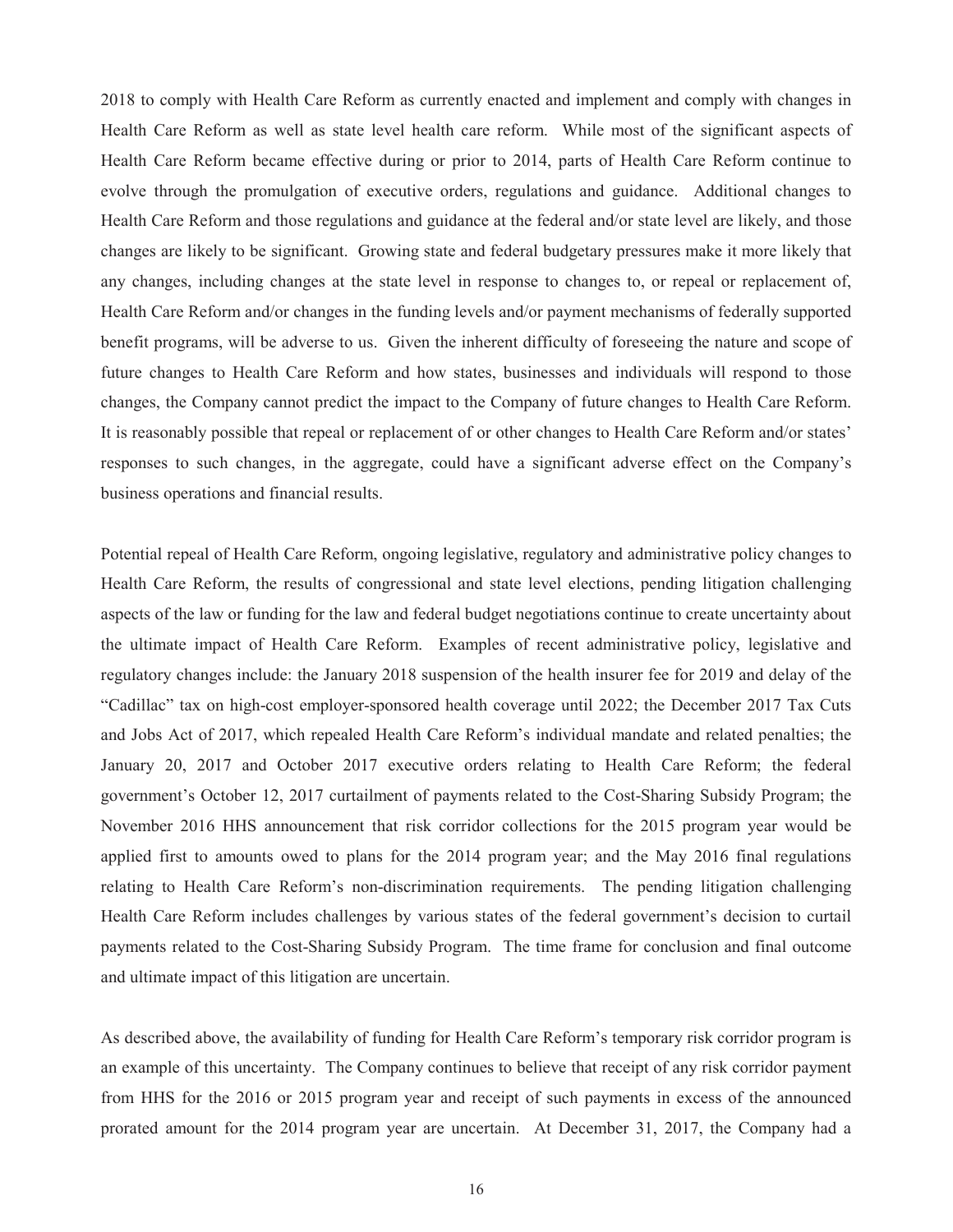2018 to comply with Health Care Reform as currently enacted and implement and comply with changes in Health Care Reform as well as state level health care reform. While most of the significant aspects of Health Care Reform became effective during or prior to 2014, parts of Health Care Reform continue to evolve through the promulgation of executive orders, regulations and guidance. Additional changes to Health Care Reform and those regulations and guidance at the federal and/or state level are likely, and those changes are likely to be significant. Growing state and federal budgetary pressures make it more likely that any changes, including changes at the state level in response to changes to, or repeal or replacement of, Health Care Reform and/or changes in the funding levels and/or payment mechanisms of federally supported benefit programs, will be adverse to us. Given the inherent difficulty of foreseeing the nature and scope of future changes to Health Care Reform and how states, businesses and individuals will respond to those changes, the Company cannot predict the impact to the Company of future changes to Health Care Reform. It is reasonably possible that repeal or replacement of or other changes to Health Care Reform and/or states' responses to such changes, in the aggregate, could have a significant adverse effect on the Company's business operations and financial results.

Potential repeal of Health Care Reform, ongoing legislative, regulatory and administrative policy changes to Health Care Reform, the results of congressional and state level elections, pending litigation challenging aspects of the law or funding for the law and federal budget negotiations continue to create uncertainty about the ultimate impact of Health Care Reform. Examples of recent administrative policy, legislative and regulatory changes include: the January 2018 suspension of the health insurer fee for 2019 and delay of the "Cadillac" tax on high-cost employer-sponsored health coverage until 2022; the December 2017 Tax Cuts and Jobs Act of 2017, which repealed Health Care Reform's individual mandate and related penalties; the January 20, 2017 and October 2017 executive orders relating to Health Care Reform; the federal government's October 12, 2017 curtailment of payments related to the Cost-Sharing Subsidy Program; the November 2016 HHS announcement that risk corridor collections for the 2015 program year would be applied first to amounts owed to plans for the 2014 program year; and the May 2016 final regulations relating to Health Care Reform's non-discrimination requirements. The pending litigation challenging Health Care Reform includes challenges by various states of the federal government's decision to curtail payments related to the Cost-Sharing Subsidy Program. The time frame for conclusion and final outcome and ultimate impact of this litigation are uncertain.

As described above, the availability of funding for Health Care Reform's temporary risk corridor program is an example of this uncertainty. The Company continues to believe that receipt of any risk corridor payment from HHS for the 2016 or 2015 program year and receipt of such payments in excess of the announced prorated amount for the 2014 program year are uncertain. At December 31, 2017, the Company had a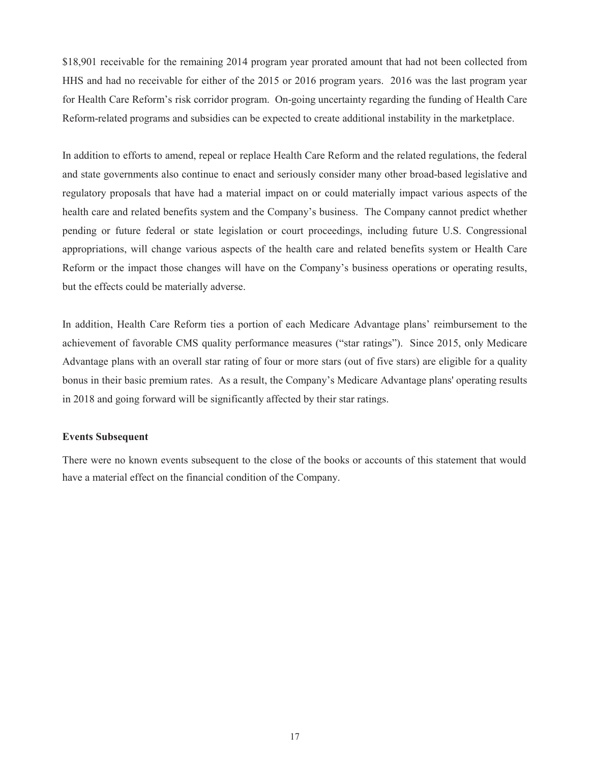$18,901 receivable for the remaining 2014 program year prorated amount that had not been collected from HHS and had no receivable for either of the 2015 or 2016 program years. 2016 was the last program year for Health Care Reform's risk corridor program. On-going uncertainty regarding the funding of Health Care Reform-related programs and subsidies can be expected to create additional instability in the marketplace.

In addition to efforts to amend, repeal or replace Health Care Reform and the related regulations, the federal and state governments also continue to enact and seriously consider many other broad-based legislative and regulatory proposals that have had a material impact on or could materially impact various aspects of the health care and related benefits system and the Company's business. The Company cannot predict whether pending or future federal or state legislation or court proceedings, including future U.S. Congressional appropriations, will change various aspects of the health care and related benefits system or Health Care Reform or the impact those changes will have on the Company's business operations or operating results, but the effects could be materially adverse.

In addition, Health Care Reform ties a portion of each Medicare Advantage plans' reimbursement to the achievement of favorable CMS quality performance measures ("star ratings"). Since 2015, only Medicare Advantage plans with an overall star rating of four or more stars (out of five stars) are eligible for a quality bonus in their basic premium rates. As a result, the Company's Medicare Advantage plans' operating results in 2018 and going forward will be significantly affected by their star ratings.

**Events Subsequent**

There were no known events subsequent to the close of the books or accounts of this statement that would have a material effect on the financial condition of the Company.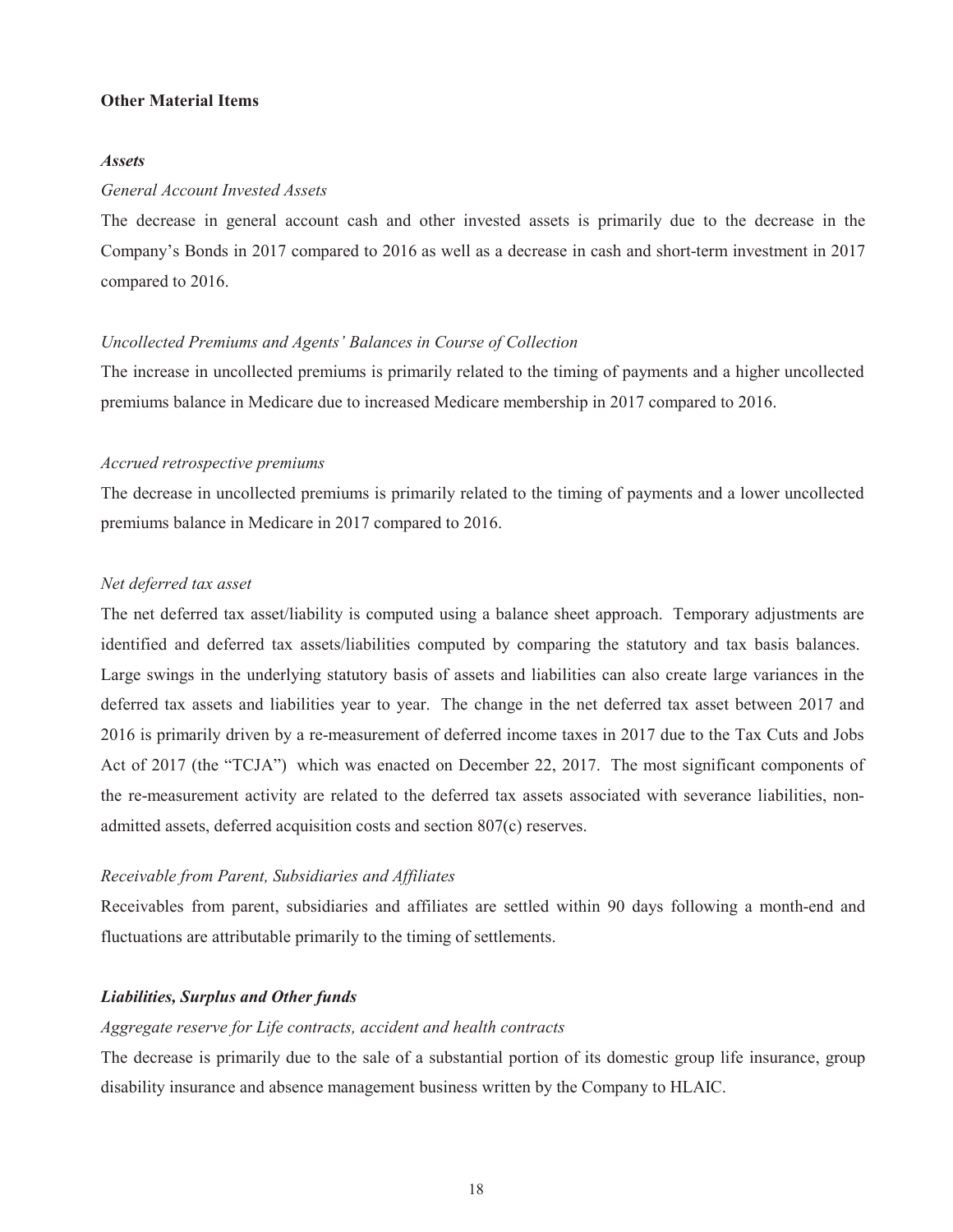## Other Material Items

### *Assets*

*General Account Invested Assets*

The decrease in general account cash and other invested assets is primarily due to the decrease in the Company's Bonds in 2017 compared to 2016 as well as a decrease in cash and short-term investment in 2017 compared to 2016.

*Uncollected Premiums and Agents' Balances in Course of Collection*

The increase in uncollected premiums is primarily related to the timing of payments and a higher uncollected premiums balance in Medicare due to increased Medicare membership in 2017 compared to 2016.

*Accrued retrospective premiums*

The decrease in uncollected premiums is primarily related to the timing of payments and a lower uncollected premiums balance in Medicare in 2017 compared to 2016.

*Net deferred tax asset*

The net deferred tax asset/liability is computed using a balance sheet approach. Temporary adjustments are identified and deferred tax assets/liabilities computed by comparing the statutory and tax basis balances. Large swings in the underlying statutory basis of assets and liabilities can also create large variances in the deferred tax assets and liabilities year to year. The change in the net deferred tax asset between 2017 and 2016 is primarily driven by a re-measurement of deferred income taxes in 2017 due to the Tax Cuts and Jobs Act of 2017 (the "TCJA") which was enacted on December 22, 2017. The most significant components of the re-measurement activity are related to the deferred tax assets associated with severance liabilities, non-admitted assets, deferred acquisition costs and section 807(c) reserves.

*Receivable from Parent, Subsidiaries and Affiliates*

Receivables from parent, subsidiaries and affiliates are settled within 90 days following a month-end and fluctuations are attributable primarily to the timing of settlements.

### *Liabilities, Surplus and Other funds*

*Aggregate reserve for Life contracts, accident and health contracts*

The decrease is primarily due to the sale of a substantial portion of its domestic group life insurance, group disability insurance and absence management business written by the Company to HLAIC.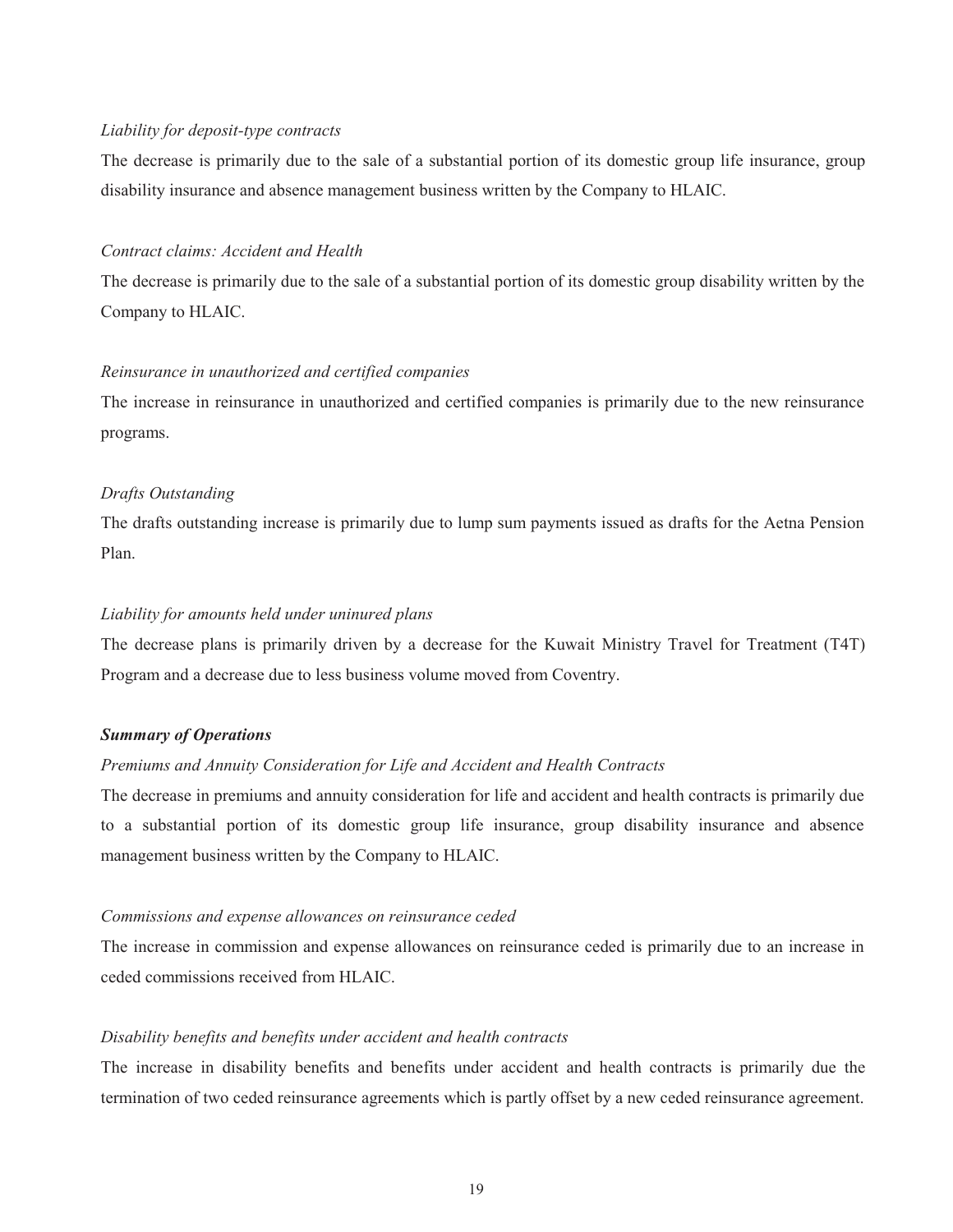*Liability for deposit-type contracts*

The decrease is primarily due to the sale of a substantial portion of its domestic group life insurance, group disability insurance and absence management business written by the Company to HLAIC.

*Contract claims: Accident and Health*

The decrease is primarily due to the sale of a substantial portion of its domestic group disability written by the Company to HLAIC.

*Reinsurance in unauthorized and certified companies*

The increase in reinsurance in unauthorized and certified companies is primarily due to the new reinsurance programs.

*Drafts Outstanding*

The drafts outstanding increase is primarily due to lump sum payments issued as drafts for the Aetna Pension Plan.

*Liability for amounts held under uninured plans*

The decrease plans is primarily driven by a decrease for the Kuwait Ministry Travel for Treatment (T4T) Program and a decrease due to less business volume moved from Coventry.

***Summary of Operations***

*Premiums and Annuity Consideration for Life and Accident and Health Contracts*

The decrease in premiums and annuity consideration for life and accident and health contracts is primarily due to a substantial portion of its domestic group life insurance, group disability insurance and absence management business written by the Company to HLAIC.

*Commissions and expense allowances on reinsurance ceded*

The increase in commission and expense allowances on reinsurance ceded is primarily due to an increase in ceded commissions received from HLAIC.

*Disability benefits and benefits under accident and health contracts*

The increase in disability benefits and benefits under accident and health contracts is primarily due the termination of two ceded reinsurance agreements which is partly offset by a new ceded reinsurance agreement.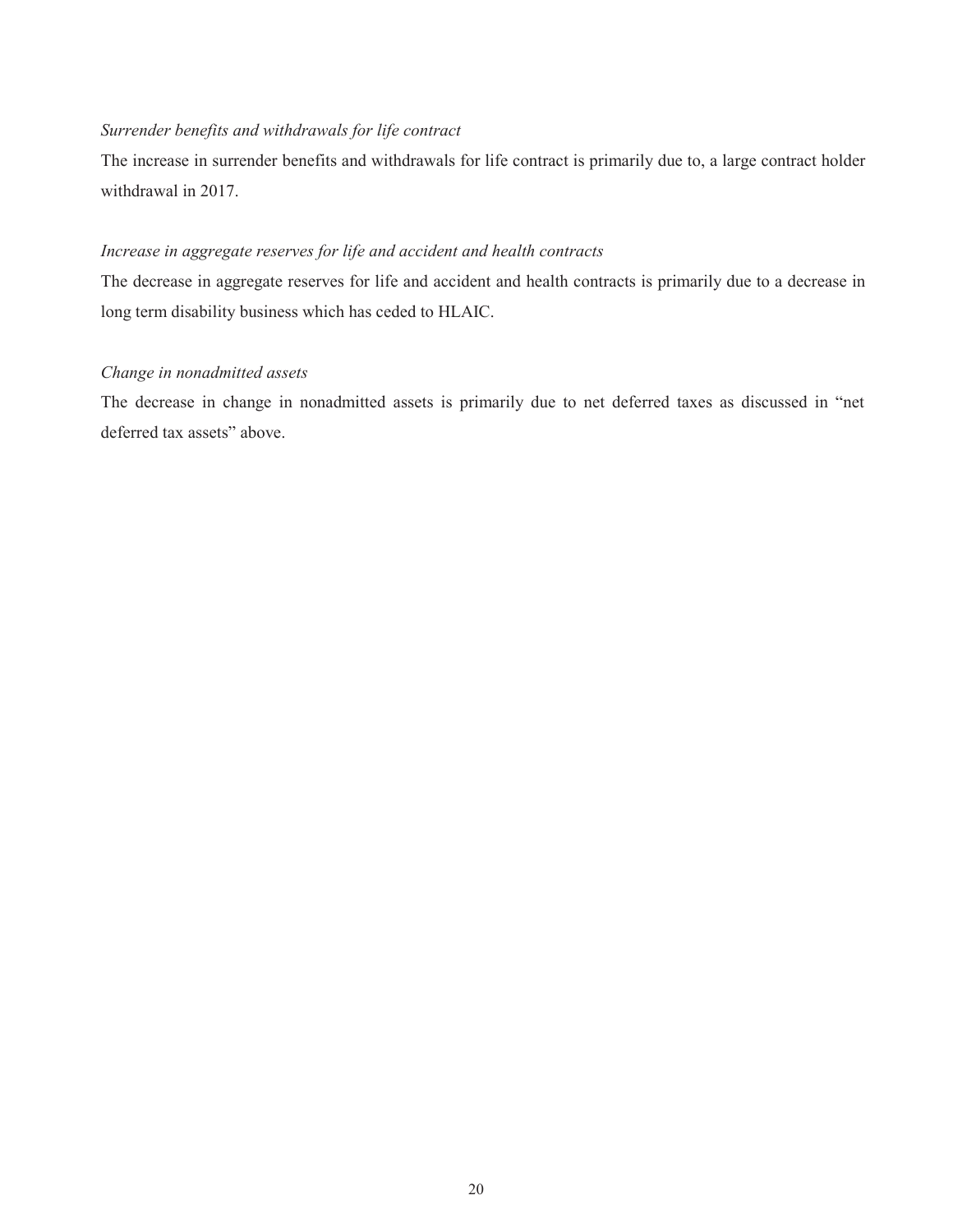*Surrender benefits and withdrawals for life contract*

The increase in surrender benefits and withdrawals for life contract is primarily due to, a large contract holder withdrawal in 2017.

*Increase in aggregate reserves for life and accident and health contracts*

The decrease in aggregate reserves for life and accident and health contracts is primarily due to a decrease in long term disability business which has ceded to HLAIC.

*Change in nonadmitted assets*

The decrease in change in nonadmitted assets is primarily due to net deferred taxes as discussed in "net deferred tax assets" above.